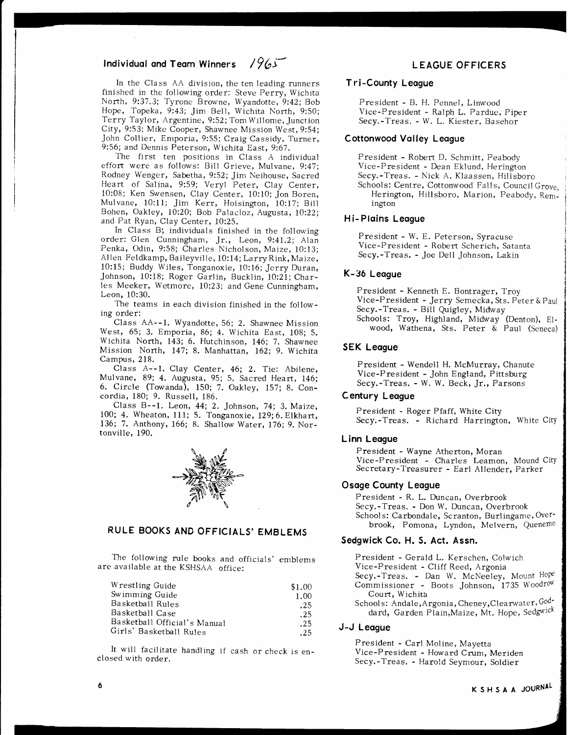## Individual and Team Winners 1965

In the Class AA division, the ten leading runners finished in the following order: Steve Perry, Wichita North, 9:37.3; Tyrone Browne, Wyandotte, 9:42; Bob Hope, Topeka, 9:43; Jim Bell, Wichita North, 9:50; Terry Taylor, Argentine, 9:52; Tom Willome, Junction City, 9:53; Mike Cooper, Shawnee Mission West, 9:54; John Collier, Emporia, 9:55; Craig Cassidy, Turner, 9:56; and Dennis Peterson, Wichita East, 9:67.

The first ten positions in Class A individual effort were as follows: Bill Grieve, Mulvane, 9:47; Rodney Wenger, Sabetha, 9:52; Jim Neihouse, Sacred Heart of Salina, 9:59; Veryl Peter, Clay Center, 10:08; Ken Swensen, Clay Center, 10:10; Jon Boren, Mulvane, 10:11; Jim Kerr, Hoisington, 10:17; Bill Bohen, Oakley, 10:20; Bob Palacloz, Augusta, 10:22; and Pat Ryan, Clay Center, 10:25.

In Class B; individuals finished in the following order: Glen Cunningham, Jr., Leon, 9:41.2; Alan Penka, Odin, 9:58; Charles Nicholson, Maize, 10:13; Allen Feldkamp, Baileyville, 10:14; Larry Rink, Maize, 10:15; Buddy Wiles, Tonganoxie, 10:16; Jerry Duran, Johnson, 10:18; Roger Garlin, Bucklin, 10:21; Charles Meeker, Wetmore, 10:23; and Gene Cunningham, Leon, 10:30.

The teams in each division finished in the following order:

Class AA--1. Wyandotte, 56; 2. Shawnee Mission West, 65; 3. Emporia, 86; 4. Wichita East, 108; 5. Wichita North, 143; 6. Hutchinson, 146; 7. Shawnee Mission North, 147; 8. Manhattan, 162; 9. Wichita Campus, 218.

Class A--1. Clay Center, 46; 2. Tie: Abilene, Mulvane, 89; 4. Augusta, 95; 5. Sacred Heart, 146; 6. Circle (Towanda), 150; 7. Oakley, 157; 8. Concordia, 180; 9. Russell, 186.

Class B--1. Leon, 44; 2. Johnson, 74; 3. Maize, 100; 4. Wheaton, 111; 5. Tonganoxie, 129; 6. Elkhart, 136; 7. Anthony, 166; 8. Shallow Water, 176; 9. Nortonville, 190.

## RULE BOOKS AND OFFICIALS' EMBLEMS

The following rule books and officials' emblems are available at the KSHSAA office:

| | |
|---|---|
| Wrestling Guide | $1.00 |
| Swimming Guide | 1.00 |
| Basketball Rules | .25 |
| Basketball Case | .25 |
| Basketball Official's Manual | .25 |
| Girls' Basketball Rules | .25 |

It will facilitate handling if cash or check is enclosed with order.

## LEAGUE OFFICERS

### Tri-County League

President - B. H. Pennel, Linwood
Vice-President - Ralph L. Pardue, Piper
Secy.-Treas. - W. L. Kiester, Basehor

### Cottonwood Valley League

President - Robert D. Schmitt, Peabody
Vice-President - Dean Eklund, Herington
Secy.-Treas. - Nick A. Klaassen, Hillsboro
Schools: Centre, Cottonwood Falls, Council Grove, Herington, Hillsboro, Marion, Peabody, Remington

### Hi-Plains League

President - W. E. Peterson, Syracuse
Vice-President - Robert Scherich, Satanta
Secy.-Treas. - Joe Dell Johnson, Lakin

### K-36 League

President - Kenneth E. Bontrager, Troy
Vice-President - Jerry Semecka, Sts. Peter & Paul
Secy.-Treas. - Bill Quigley, Midway
Schools: Troy, Highland, Midway (Denton), Elwood, Wathena, Sts. Peter & Paul (Seneca)

### SEK League

President - Wendell H. McMurray, Chanute
Vice-President - John England, Pittsburg
Secy.-Treas. - W. W. Beck, Jr., Parsons

### Century League

President - Roger Pfaff, White City
Secy.-Treas. - Richard Harrington, White City

### Linn League

President - Wayne Atherton, Moran
Vice-President - Charles Leamon, Mound City
Secretary-Treasurer - Earl Allender, Parker

### Osage County League

President - R. L. Duncan, Overbrook
Secy.-Treas. - Don W. Duncan, Overbrook
Schools: Carbondale, Scranton, Burlingame, Overbrook, Pomona, Lyndon, Melvern, Quenemo

### Sedgwick Co. H. S. Act. Assn.

President - Gerald L. Kerschen, Colwich
Vice-President - Cliff Reed, Argonia
Secy.-Treas. - Dan W. McNeeley, Mount Hope
Commissioner - Boots Johnson, 1735 Woodrow Court, Wichita
Schools: Andale, Argonia, Cheney, Clearwater, Goddard, Garden Plain, Maize, Mt. Hope, Sedgwick

### J-J League

President - Carl Moline, Mayetta
Vice-President - Howard Crum, Meriden
Secy.-Treas. - Harold Seymour, Soldier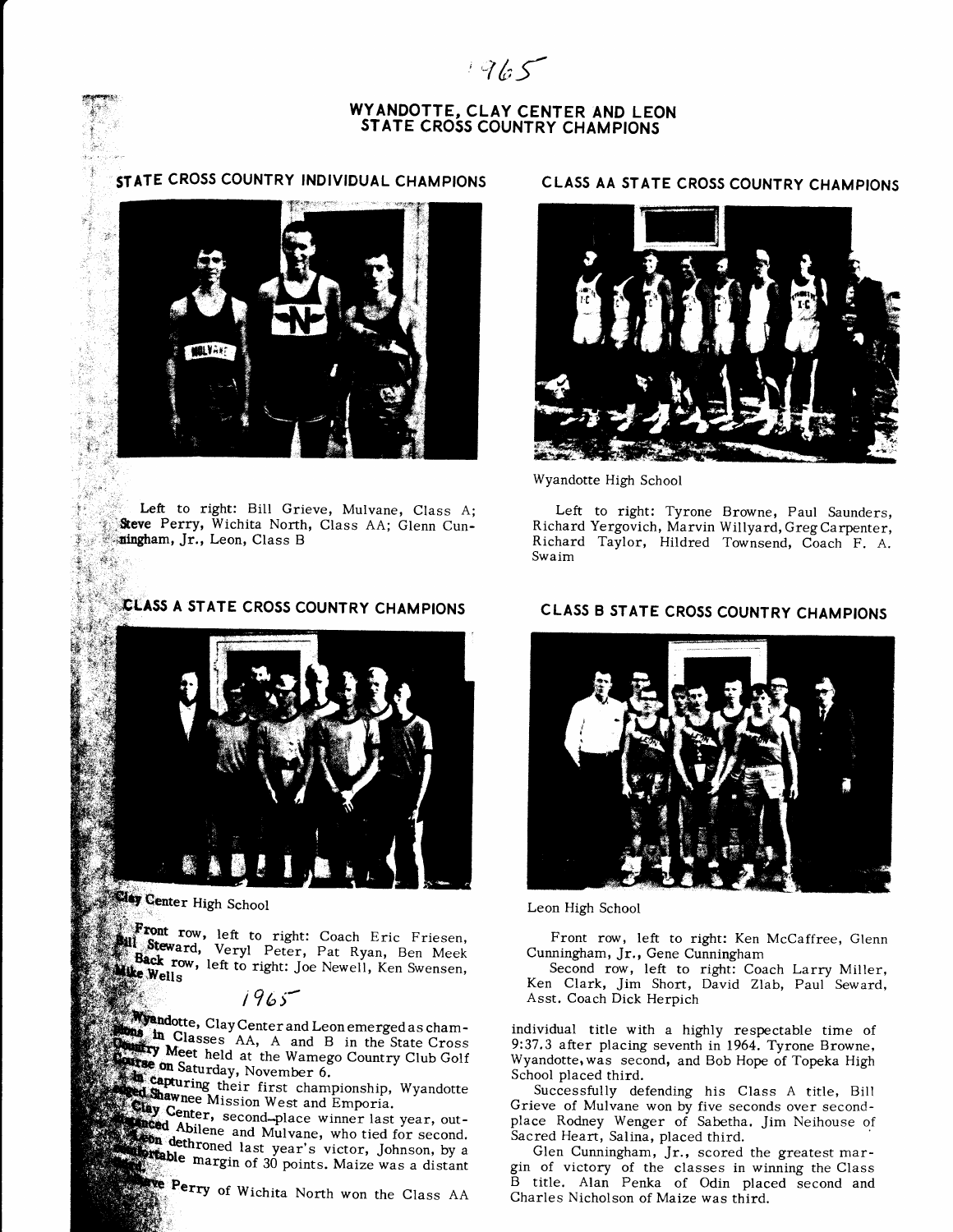1965

# WYANDOTTE, CLAY CENTER AND LEON STATE CROSS COUNTRY CHAMPIONS

## STATE CROSS COUNTRY INDIVIDUAL CHAMPIONS

Left to right: Bill Grieve, Mulvane, Class A; Steve Perry, Wichita North, Class AA; Glenn Cunningham, Jr., Leon, Class B

## CLASS AA STATE CROSS COUNTRY CHAMPIONS

Wyandotte High School

Left to right: Tyrone Browne, Paul Saunders, Richard Yergovich, Marvin Willyard, Greg Carpenter, Richard Taylor, Hildred Townsend, Coach F. A. Swaim

## CLASS A STATE CROSS COUNTRY CHAMPIONS

Clay Center High School

Front row, left to right: Coach Eric Friesen, Bill Steward, Veryl Peter, Pat Ryan, Ben Meek
Back row, left to right: Joe Newell, Ken Swensen, Mike Wells

## CLASS B STATE CROSS COUNTRY CHAMPIONS

Leon High School

Front row, left to right: Ken McCaffree, Glenn Cunningham, Jr., Gene Cunningham

Second row, left to right: Coach Larry Miller, Ken Clark, Jim Short, David Zlab, Paul Seward, Asst. Coach Dick Herpich

1965

Wyandotte, Clay Center and Leon emerged as champions in Classes AA, A and B in the State Cross Country Meet held at the Wamego Country Club Golf Course on Saturday, November 6.

In capturing their first championship, Wyandotte edged Shawnee Mission West and Emporia.

Clay Center, second-place winner last year, outdistanced Abilene and Mulvane, who tied for second.

Leon dethroned last year's victor, Johnson, by a comfortable margin of 30 points. Maize was a distant third.

Steve Perry of Wichita North won the Class AA individual title with a highly respectable time of 9:37.3 after placing seventh in 1964. Tyrone Browne, Wyandotte, was second, and Bob Hope of Topeka High School placed third.

Successfully defending his Class A title, Bill Grieve of Mulvane won by five seconds over second-place Rodney Wenger of Sabetha. Jim Neihouse of Sacred Heart, Salina, placed third.

Glen Cunningham, Jr., scored the greatest margin of victory of the classes in winning the Class B title. Alan Penka of Odin placed second and Charles Nicholson of Maize was third.